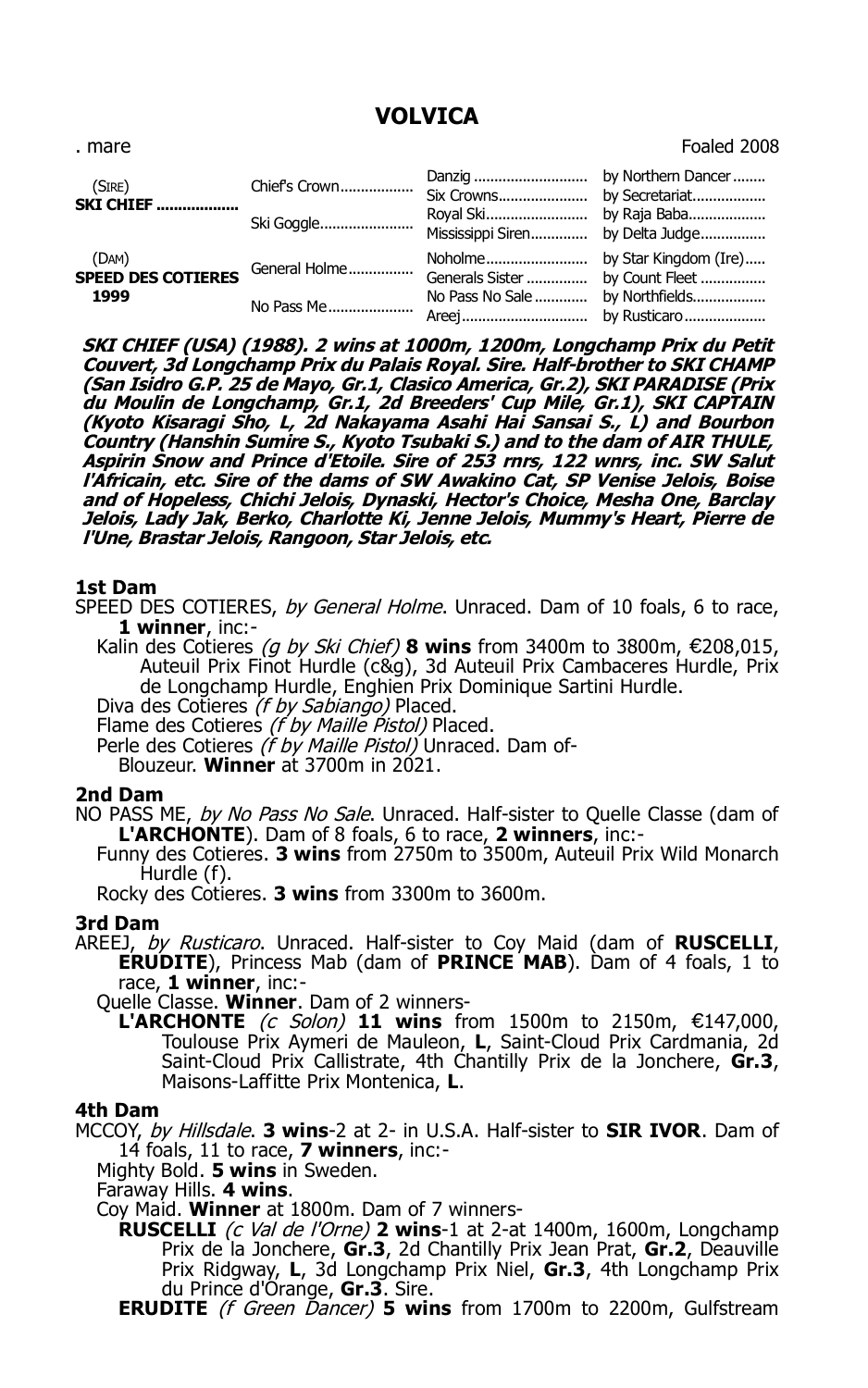# VOLVICA

. mare Foaled 2008

| | | | |
|---|---|---|---|
| (SIRE) **SKI CHIEF** .................. | Chief's Crown.................. | Danzig ............................ | by Northern Dancer ........ |
| | | Six Crowns...................... | by Secretariat.................. |
| | Ski Goggle....................... | Royal Ski......................... | by Raja Baba................... |
| | | Mississippi Siren.............. | by Delta Judge................ |
| (DAM) **SPEED DES COTIERES 1999** | General Holme................ | Noholme......................... | by Star Kingdom (Ire)..... |
| | | Generals Sister ............... | by Count Fleet ................ |
| | No Pass Me..................... | No Pass No Sale ............. | by Northfields.................. |
| | | Areej............................... | by Rusticaro.................... |

***SKI CHIEF (USA) (1988). 2 wins at 1000m, 1200m, Longchamp Prix du Petit Couvert, 3d Longchamp Prix du Palais Royal. Sire. Half-brother to SKI CHAMP (San Isidro G.P. 25 de Mayo, Gr.1, Clasico America, Gr.2), SKI PARADISE (Prix du Moulin de Longchamp, Gr.1, 2d Breeders' Cup Mile, Gr.1), SKI CAPTAIN (Kyoto Kisaragi Sho, L, 2d Nakayama Asahi Hai Sansai S., L) and Bourbon Country (Hanshin Sumire S., Kyoto Tsubaki S.) and to the dam of AIR THULE, Aspirin Snow and Prince d'Etoile. Sire of 253 rnrs, 122 wnrs, inc. SW Salut l'Africain, etc. Sire of the dams of SW Awakino Cat, SP Venise Jelois, Boise and of Hopeless, Chichi Jelois, Dynaski, Hector's Choice, Mesha One, Barclay Jelois, Lady Jak, Berko, Charlotte Ki, Jenne Jelois, Mummy's Heart, Pierre de l'Une, Brastar Jelois, Rangoon, Star Jelois, etc.***

### 1st Dam

SPEED DES COTIERES, *by General Holme*. Unraced. Dam of 10 foals, 6 to race, **1 winner**, inc:-

Kalin des Cotieres *(g by Ski Chief)* **8 wins** from 3400m to 3800m, €208,015, Auteuil Prix Finot Hurdle (c&g), 3d Auteuil Prix Cambaceres Hurdle, Prix de Longchamp Hurdle, Enghien Prix Dominique Sartini Hurdle.

Diva des Cotieres *(f by Sabiango)* Placed.

Flame des Cotieres *(f by Maille Pistol)* Placed.

Perle des Cotieres *(f by Maille Pistol)* Unraced. Dam of-

Blouzeur. **Winner** at 3700m in 2021.

### 2nd Dam

NO PASS ME, *by No Pass No Sale*. Unraced. Half-sister to Quelle Classe (dam of **L'ARCHONTE**). Dam of 8 foals, 6 to race, **2 winners**, inc:-

Funny des Cotieres. **3 wins** from 2750m to 3500m, Auteuil Prix Wild Monarch Hurdle (f).

Rocky des Cotieres. **3 wins** from 3300m to 3600m.

### 3rd Dam

AREEJ, *by Rusticaro*. Unraced. Half-sister to Coy Maid (dam of **RUSCELLI**, **ERUDITE**), Princess Mab (dam of **PRINCE MAB**). Dam of 4 foals, 1 to race, **1 winner**, inc:-

Quelle Classe. **Winner**. Dam of 2 winners-

**L'ARCHONTE** *(c Solon)* **11 wins** from 1500m to 2150m, €147,000, Toulouse Prix Aymeri de Mauleon, **L**, Saint-Cloud Prix Cardmania, 2d Saint-Cloud Prix Callistrate, 4th Chantilly Prix de la Jonchere, **Gr.3**, Maisons-Laffitte Prix Montenica, **L**.

### 4th Dam

MCCOY, *by Hillsdale*. **3 wins**-2 at 2- in U.S.A. Half-sister to **SIR IVOR**. Dam of 14 foals, 11 to race, **7 winners**, inc:-

Mighty Bold. **5 wins** in Sweden.

Faraway Hills. **4 wins**.

Coy Maid. **Winner** at 1800m. Dam of 7 winners-

**RUSCELLI** *(c Val de l'Orne)* **2 wins**-1 at 2-at 1400m, 1600m, Longchamp Prix de la Jonchere, **Gr.3**, 2d Chantilly Prix Jean Prat, **Gr.2**, Deauville Prix Ridgway, **L**, 3d Longchamp Prix Niel, **Gr.3**, 4th Longchamp Prix du Prince d'Orange, **Gr.3**. Sire.

**ERUDITE** *(f Green Dancer)* **5 wins** from 1700m to 2200m, Gulfstream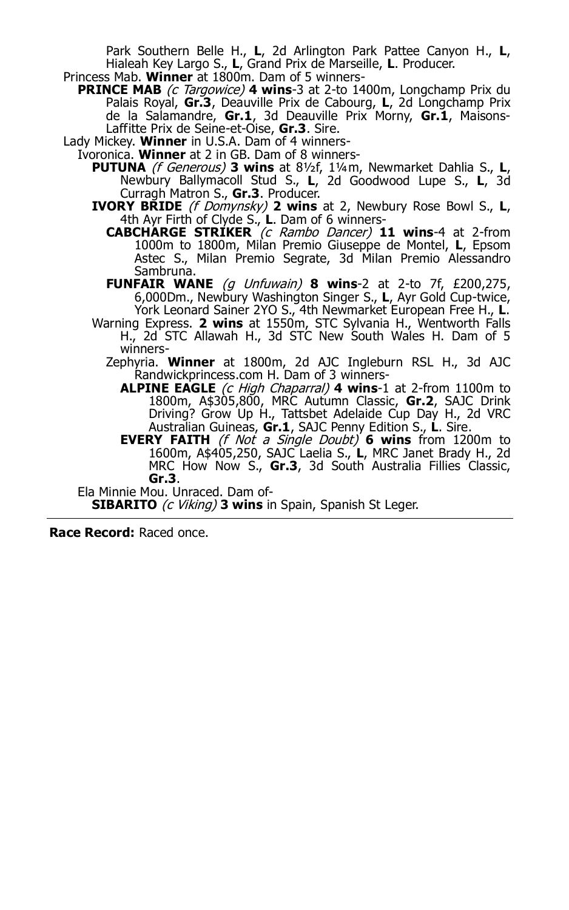Park Southern Belle H., **L**, 2d Arlington Park Pattee Canyon H., **L**, Hialeah Key Largo S., **L**, Grand Prix de Marseille, **L**. Producer.

Princess Mab. **Winner** at 1800m. Dam of 5 winners-

**PRINCE MAB** *(c Targowice)* **4 wins**-3 at 2-to 1400m, Longchamp Prix du Palais Royal, **Gr.3**, Deauville Prix de Cabourg, **L**, 2d Longchamp Prix de la Salamandre, **Gr.1**, 3d Deauville Prix Morny, **Gr.1**, Maisons-Laffitte Prix de Seine-et-Oise, **Gr.3**. Sire.

Lady Mickey. **Winner** in U.S.A. Dam of 4 winners-

Ivoronica. **Winner** at 2 in GB. Dam of 8 winners-

**PUTUNA** *(f Generous)* **3 wins** at 8½f, 1¼m, Newmarket Dahlia S., **L**, Newbury Ballymacoll Stud S., **L**, 2d Goodwood Lupe S., **L**, 3d Curragh Matron S., **Gr.3**. Producer.

**IVORY BRIDE** *(f Domynsky)* **2 wins** at 2, Newbury Rose Bowl S., **L**, 4th Ayr Firth of Clyde S., **L**. Dam of 6 winners-

**CABCHARGE STRIKER** *(c Rambo Dancer)* **11 wins**-4 at 2-from 1000m to 1800m, Milan Premio Giuseppe de Montel, **L**, Epsom Astec S., Milan Premio Segrate, 3d Milan Premio Alessandro Sambruna.

**FUNFAIR WANE** *(g Unfuwain)* **8 wins**-2 at 2-to 7f, £200,275, 6,000Dm., Newbury Washington Singer S., **L**, Ayr Gold Cup-twice, York Leonard Sainer 2YO S., 4th Newmarket European Free H., **L**.

Warning Express. **2 wins** at 1550m, STC Sylvania H., Wentworth Falls H., 2d STC Allawah H., 3d STC New South Wales H. Dam of 5 winners-

Zephyria. **Winner** at 1800m, 2d AJC Ingleburn RSL H., 3d AJC Randwickprincess.com H. Dam of 3 winners-

**ALPINE EAGLE** *(c High Chaparral)* **4 wins**-1 at 2-from 1100m to 1800m, A$305,800, MRC Autumn Classic, **Gr.2**, SAJC Drink Driving? Grow Up H., Tattsbet Adelaide Cup Day H., 2d VRC Australian Guineas, **Gr.1**, SAJC Penny Edition S., **L**. Sire.

**EVERY FAITH** *(f Not a Single Doubt)* **6 wins** from 1200m to 1600m, A$405,250, SAJC Laelia S., **L**, MRC Janet Brady H., 2d MRC How Now S., **Gr.3**, 3d South Australia Fillies Classic, **Gr.3**.

Ela Minnie Mou. Unraced. Dam of-

**SIBARITO** *(c Viking)* **3 wins** in Spain, Spanish St Leger.

---

**Race Record:** Raced once.